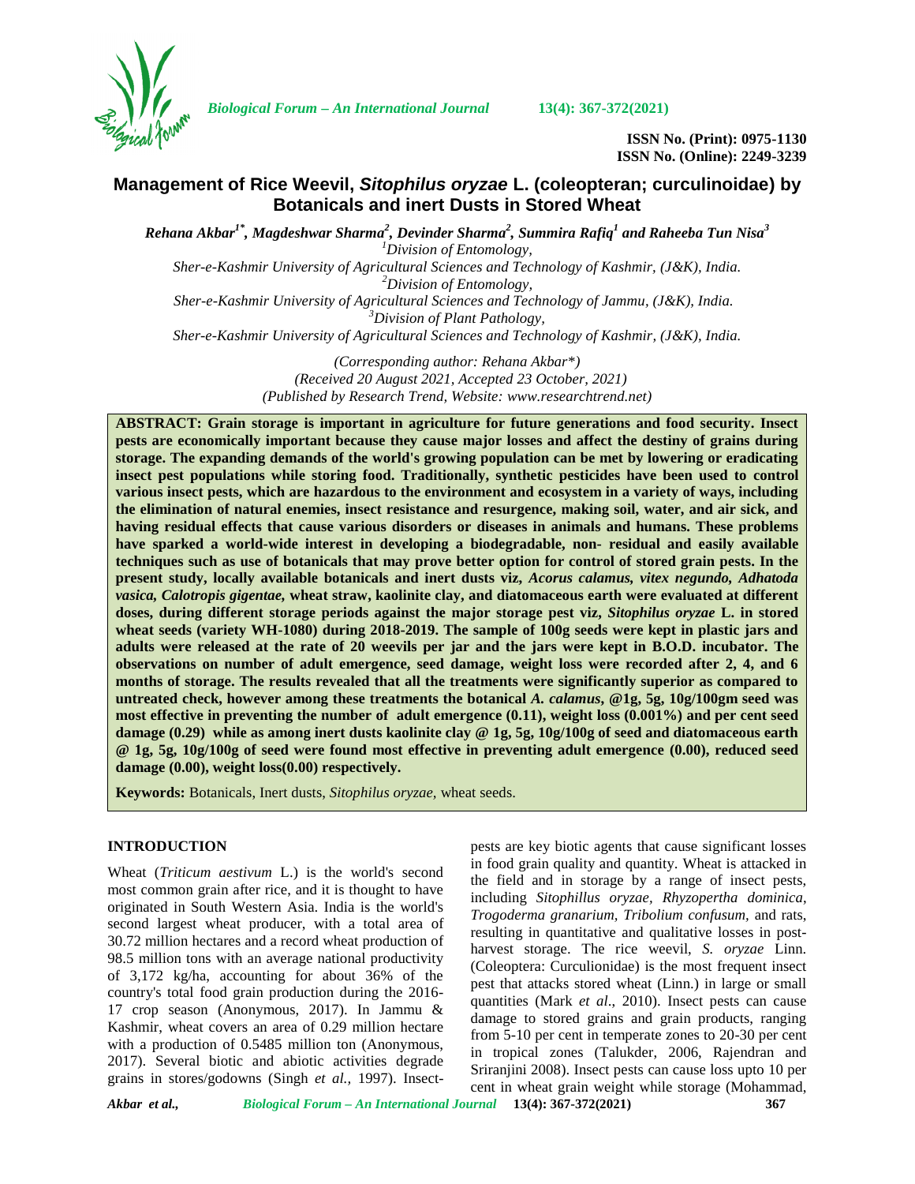# Management of Rice Weevil, *Sitophilus oryzae* L. (coleopteran; curculinoidae) by Botanicals and inert Dusts in Stored Wheat

***Rehana Akbar[1*], Magdeshwar Sharma[2], Devinder Sharma[2], Summira Rafiq[1] and Raheeba Tun Nisa[3]***

[1]*Division of Entomology,*
*Sher-e-Kashmir University of Agricultural Sciences and Technology of Kashmir, (J&K), India.*
[2]*Division of Entomology,*
*Sher-e-Kashmir University of Agricultural Sciences and Technology of Jammu, (J&K), India.*
[3]*Division of Plant Pathology,*
*Sher-e-Kashmir University of Agricultural Sciences and Technology of Kashmir, (J&K), India.*

*(Corresponding author: Rehana Akbar\*)*
*(Received 20 August 2021, Accepted 23 October, 2021)*
*(Published by Research Trend, Website: www.researchtrend.net)*

**ABSTRACT: Grain storage is important in agriculture for future generations and food security. Insect pests are economically important because they cause major losses and affect the destiny of grains during storage. The expanding demands of the world's growing population can be met by lowering or eradicating insect pest populations while storing food. Traditionally, synthetic pesticides have been used to control various insect pests, which are hazardous to the environment and ecosystem in a variety of ways, including the elimination of natural enemies, insect resistance and resurgence, making soil, water, and air sick, and having residual effects that cause various disorders or diseases in animals and humans. These problems have sparked a world-wide interest in developing a biodegradable, non- residual and easily available techniques such as use of botanicals that may prove better option for control of stored grain pests. In the present study, locally available botanicals and inert dusts viz, *Acorus calamus, vitex negundo, Adhatoda vasica, Calotropis gigentae,* wheat straw, kaolinite clay, and diatomaceous earth were evaluated at different doses, during different storage periods against the major storage pest viz, *Sitophilus oryzae* L. in stored wheat seeds (variety WH-1080) during 2018-2019. The sample of 100g seeds were kept in plastic jars and adults were released at the rate of 20 weevils per jar and the jars were kept in B.O.D. incubator. The observations on number of adult emergence, seed damage, weight loss were recorded after 2, 4, and 6 months of storage. The results revealed that all the treatments were significantly superior as compared to untreated check, however among these treatments the botanical *A. calamus*, @1g, 5g, 10g/100gm seed was most effective in preventing the number of adult emergence (0.11), weight loss (0.001%) and per cent seed damage (0.29) while as among inert dusts kaolinite clay @ 1g, 5g, 10g/100g of seed and diatomaceous earth @ 1g, 5g, 10g/100g of seed were found most effective in preventing adult emergence (0.00), reduced seed damage (0.00), weight loss(0.00) respectively.**

**Keywords:** Botanicals, Inert dusts, *Sitophilus oryzae,* wheat seeds.

## INTRODUCTION

Wheat (*Triticum aestivum* L.) is the world's second most common grain after rice, and it is thought to have originated in South Western Asia. India is the world's second largest wheat producer, with a total area of 30.72 million hectares and a record wheat production of 98.5 million tons with an average national productivity of 3,172 kg/ha, accounting for about 36% of the country's total food grain production during the 2016-17 crop season (Anonymous, 2017). In Jammu & Kashmir, wheat covers an area of 0.29 million hectare with a production of 0.5485 million ton (Anonymous, 2017). Several biotic and abiotic activities degrade grains in stores/godowns (Singh *et al.,* 1997). Insect-pests are key biotic agents that cause significant losses in food grain quality and quantity. Wheat is attacked in the field and in storage by a range of insect pests, including *Sitophillus oryzae*, *Rhyzopertha dominica*, *Trogoderma granarium*, *Tribolium confusum,* and rats, resulting in quantitative and qualitative losses in post-harvest storage. The rice weevil, *S. oryzae* Linn. (Coleoptera: Curculionidae) is the most frequent insect pest that attacks stored wheat (Linn.) in large or small quantities (Mark *et al*., 2010). Insect pests can cause damage to stored grains and grain products, ranging from 5-10 per cent in temperate zones to 20-30 per cent in tropical zones (Talukder, 2006, Rajendran and Sriranjini 2008). Insect pests can cause loss upto 10 per cent in wheat grain weight while storage (Mohammad,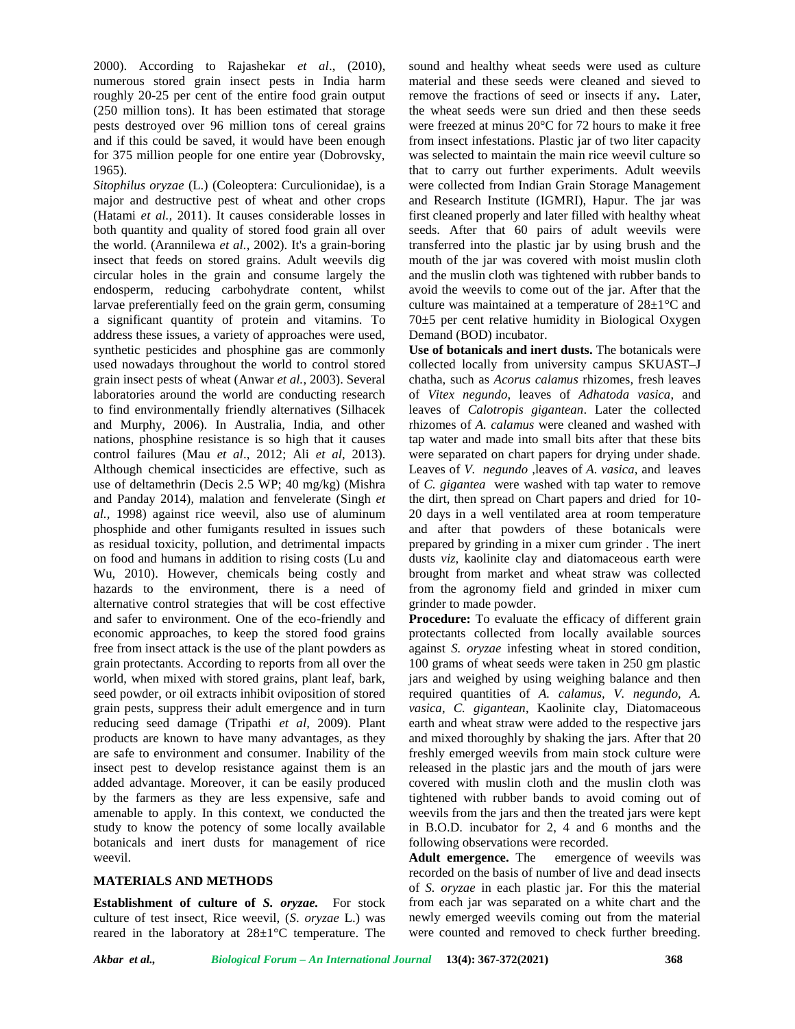2000). According to Rajashekar *et al*., (2010), numerous stored grain insect pests in India harm roughly 20-25 per cent of the entire food grain output (250 million tons). It has been estimated that storage pests destroyed over 96 million tons of cereal grains and if this could be saved, it would have been enough for 375 million people for one entire year (Dobrovsky, 1965).

*Sitophilus oryzae* (L.) (Coleoptera: Curculionidae), is a major and destructive pest of wheat and other crops (Hatami *et al.,* 2011). It causes considerable losses in both quantity and quality of stored food grain all over the world. (Arannilewa *et al.,* 2002). It's a grain-boring insect that feeds on stored grains. Adult weevils dig circular holes in the grain and consume largely the endosperm, reducing carbohydrate content, whilst larvae preferentially feed on the grain germ, consuming a significant quantity of protein and vitamins. To address these issues, a variety of approaches were used, synthetic pesticides and phosphine gas are commonly used nowadays throughout the world to control stored grain insect pests of wheat (Anwar *et al.,* 2003). Several laboratories around the world are conducting research to find environmentally friendly alternatives (Silhacek and Murphy, 2006). In Australia, India, and other nations, phosphine resistance is so high that it causes control failures (Mau *et al*., 2012; Ali *et al*, 2013). Although chemical insecticides are effective, such as use of deltamethrin (Decis 2.5 WP; 40 mg/kg) (Mishra and Panday 2014), malation and fenvelerate (Singh *et al.,* 1998) against rice weevil, also use of aluminum phosphide and other fumigants resulted in issues such as residual toxicity, pollution, and detrimental impacts on food and humans in addition to rising costs (Lu and Wu, 2010). However, chemicals being costly and hazards to the environment, there is a need of alternative control strategies that will be cost effective and safer to environment. One of the eco-friendly and economic approaches, to keep the stored food grains free from insect attack is the use of the plant powders as grain protectants. According to reports from all over the world, when mixed with stored grains, plant leaf, bark, seed powder, or oil extracts inhibit oviposition of stored grain pests, suppress their adult emergence and in turn reducing seed damage (Tripathi *et al,* 2009). Plant products are known to have many advantages, as they are safe to environment and consumer. Inability of the insect pest to develop resistance against them is an added advantage. Moreover, it can be easily produced by the farmers as they are less expensive, safe and amenable to apply. In this context, we conducted the study to know the potency of some locally available botanicals and inert dusts for management of rice weevil.

## MATERIALS AND METHODS

**Establishment of culture of *S. oryzae.*** For stock culture of test insect, Rice weevil, (*S. oryzae* L.) was reared in the laboratory at 28±1°C temperature. The sound and healthy wheat seeds were used as culture material and these seeds were cleaned and sieved to remove the fractions of seed or insects if any**.** Later, the wheat seeds were sun dried and then these seeds were freezed at minus 20°C for 72 hours to make it free from insect infestations. Plastic jar of two liter capacity was selected to maintain the main rice weevil culture so that to carry out further experiments. Adult weevils were collected from Indian Grain Storage Management and Research Institute (IGMRI), Hapur. The jar was first cleaned properly and later filled with healthy wheat seeds. After that 60 pairs of adult weevils were transferred into the plastic jar by using brush and the mouth of the jar was covered with moist muslin cloth and the muslin cloth was tightened with rubber bands to avoid the weevils to come out of the jar. After that the culture was maintained at a temperature of 28±1°C and 70±5 per cent relative humidity in Biological Oxygen Demand (BOD) incubator.

**Use of botanicals and inert dusts.** The botanicals were collected locally from university campus SKUAST–J chatha, such as *Acorus calamus* rhizomes, fresh leaves of *Vitex negundo*, leaves of *Adhatoda vasica*, and leaves of *Calotropis gigantean*. Later the collected rhizomes of *A. calamus* were cleaned and washed with tap water and made into small bits after that these bits were separated on chart papers for drying under shade. Leaves of *V. negundo* ,leaves of *A. vasica*, and leaves of *C. gigantea* were washed with tap water to remove the dirt, then spread on Chart papers and dried for 10-20 days in a well ventilated area at room temperature and after that powders of these botanicals were prepared by grinding in a mixer cum grinder . The inert dusts *viz,* kaolinite clay and diatomaceous earth were brought from market and wheat straw was collected from the agronomy field and grinded in mixer cum grinder to made powder.

**Procedure:** To evaluate the efficacy of different grain protectants collected from locally available sources against *S. oryzae* infesting wheat in stored condition, 100 grams of wheat seeds were taken in 250 gm plastic jars and weighed by using weighing balance and then required quantities of *A. calamus, V. negundo, A. vasica*, *C. gigantean*, Kaolinite clay, Diatomaceous earth and wheat straw were added to the respective jars and mixed thoroughly by shaking the jars. After that 20 freshly emerged weevils from main stock culture were released in the plastic jars and the mouth of jars were covered with muslin cloth and the muslin cloth was tightened with rubber bands to avoid coming out of weevils from the jars and then the treated jars were kept in B.O.D. incubator for 2, 4 and 6 months and the following observations were recorded.

**Adult emergence.** The emergence of weevils was recorded on the basis of number of live and dead insects of *S. oryzae* in each plastic jar. For this the material from each jar was separated on a white chart and the newly emerged weevils coming out from the material were counted and removed to check further breeding.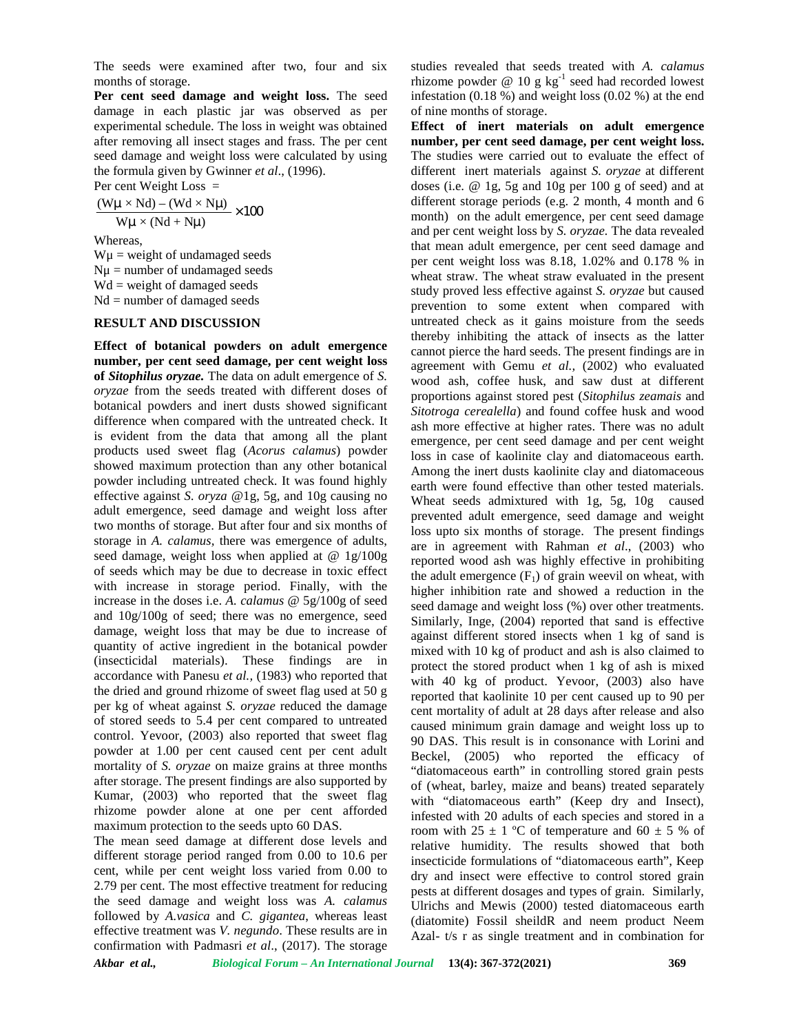The seeds were examined after two, four and six months of storage.

**Per cent seed damage and weight loss.** The seed damage in each plastic jar was observed as per experimental schedule. The loss in weight was obtained after removing all insect stages and frass. The per cent seed damage and weight loss were calculated by using the formula given by Gwinner *et al*., (1996).

Per cent Weight Loss =

$$\frac{(W\mu \times Nd) - (Wd \times N\mu)}{W\mu \times (Nd + N\mu)} \times 100$$

Whereas,

$W\mu$ = weight of undamaged seeds
$N\mu$ = number of undamaged seeds
$Wd$ = weight of damaged seeds
$Nd$ = number of damaged seeds

## RESULT AND DISCUSSION

**Effect of botanical powders on adult emergence number, per cent seed damage, per cent weight loss of *Sitophilus oryzae*.** The data on adult emergence of *S. oryzae* from the seeds treated with different doses of botanical powders and inert dusts showed significant difference when compared with the untreated check. It is evident from the data that among all the plant products used sweet flag (*Acorus calamus*) powder showed maximum protection than any other botanical powder including untreated check. It was found highly effective against *S. oryza* @1g, 5g, and 10g causing no adult emergence, seed damage and weight loss after two months of storage. But after four and six months of storage in *A. calamus*, there was emergence of adults, seed damage, weight loss when applied at @ 1g/100g of seeds which may be due to decrease in toxic effect with increase in storage period. Finally, with the increase in the doses i.e. *A. calamus* @ 5g/100g of seed and 10g/100g of seed; there was no emergence, seed damage, weight loss that may be due to increase of quantity of active ingredient in the botanical powder (insecticidal materials). These findings are in accordance with Panesu *et al.,* (1983) who reported that the dried and ground rhizome of sweet flag used at 50 g per kg of wheat against *S. oryzae* reduced the damage of stored seeds to 5.4 per cent compared to untreated control. Yevoor, (2003) also reported that sweet flag powder at 1.00 per cent caused cent per cent adult mortality of *S. oryzae* on maize grains at three months after storage. The present findings are also supported by Kumar, (2003) who reported that the sweet flag rhizome powder alone at one per cent afforded maximum protection to the seeds upto 60 DAS.

The mean seed damage at different dose levels and different storage period ranged from 0.00 to 10.6 per cent, while per cent weight loss varied from 0.00 to 2.79 per cent. The most effective treatment for reducing the seed damage and weight loss was *A. calamus* followed by *A.vasica* and *C. gigantea*, whereas least effective treatment was *V. negundo*. These results are in confirmation with Padmasri *et al*., (2017). The storage studies revealed that seeds treated with *A. calamus* rhizome powder @ 10 g $kg^{-1}$ seed had recorded lowest infestation (0.18 %) and weight loss (0.02 %) at the end of nine months of storage.

**Effect of inert materials on adult emergence number, per cent seed damage, per cent weight loss.** The studies were carried out to evaluate the effect of different inert materials against *S. oryzae* at different doses (i.e. @ 1g, 5g and 10g per 100 g of seed) and at different storage periods (e.g. 2 month, 4 month and 6 month) on the adult emergence, per cent seed damage and per cent weight loss by *S. oryzae.* The data revealed that mean adult emergence, per cent seed damage and per cent weight loss was 8.18, 1.02% and 0.178 % in wheat straw. The wheat straw evaluated in the present study proved less effective against *S. oryzae* but caused prevention to some extent when compared with untreated check as it gains moisture from the seeds thereby inhibiting the attack of insects as the latter cannot pierce the hard seeds. The present findings are in agreement with Gemu *et al.,* (2002) who evaluated wood ash, coffee husk, and saw dust at different proportions against stored pest (*Sitophilus zeamais* and *Sitotroga cerealella*) and found coffee husk and wood ash more effective at higher rates. There was no adult emergence, per cent seed damage and per cent weight loss in case of kaolinite clay and diatomaceous earth. Among the inert dusts kaolinite clay and diatomaceous earth were found effective than other tested materials. Wheat seeds admixtured with 1g, 5g, 10g caused prevented adult emergence, seed damage and weight loss upto six months of storage. The present findings are in agreement with Rahman *et al*., (2003) who reported wood ash was highly effective in prohibiting the adult emergence ($F_1$) of grain weevil on wheat, with higher inhibition rate and showed a reduction in the seed damage and weight loss (%) over other treatments. Similarly, Inge, (2004) reported that sand is effective against different stored insects when 1 kg of sand is mixed with 10 kg of product and ash is also claimed to protect the stored product when 1 kg of ash is mixed with 40 kg of product. Yevoor, (2003) also have reported that kaolinite 10 per cent caused up to 90 per cent mortality of adult at 28 days after release and also caused minimum grain damage and weight loss up to 90 DAS. This result is in consonance with Lorini and Beckel, (2005) who reported the efficacy of "diatomaceous earth" in controlling stored grain pests of (wheat, barley, maize and beans) treated separately with "diatomaceous earth" (Keep dry and Insect), infested with 20 adults of each species and stored in a room with $25 \pm 1$ ºC of temperature and $60 \pm 5$ % of relative humidity. The results showed that both insecticide formulations of "diatomaceous earth", Keep dry and insect were effective to control stored grain pests at different dosages and types of grain. Similarly, Ulrichs and Mewis (2000) tested diatomaceous earth (diatomite) Fossil sheildR and neem product Neem Azal- t/s r as single treatment and in combination for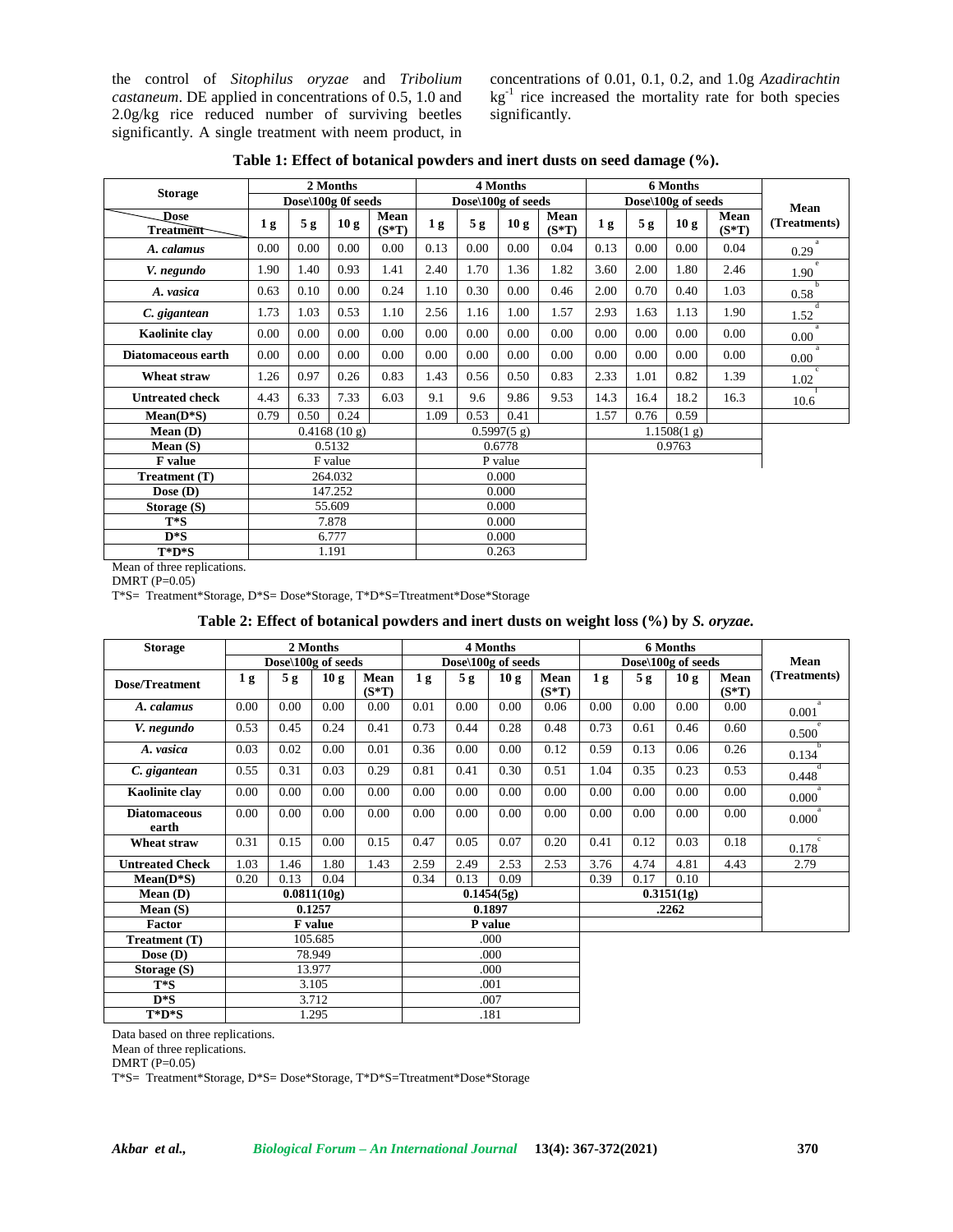the control of *Sitophilus oryzae* and *Tribolium castaneum*. DE applied in concentrations of 0.5, 1.0 and 2.0g/kg rice reduced number of surviving beetles significantly. A single treatment with neem product, in concentrations of 0.01, 0.1, 0.2, and 1.0g *Azadirachtin* $kg^{-1}$ rice increased the mortality rate for both species significantly.

**Table 1: Effect of botanical powders and inert dusts on seed damage (%).**

| Storage | 2 Months | | | | 4 Months | | | | 6 Months | | | | Mean (Treatments) |
|---|---|---|---|---|---|---|---|---|---|---|---|---|---|
| | Dose\100g of seeds | | | | Dose\100g of seeds | | | | Dose\100g of seeds | | | | |
| Dose / Treatment | 1 g | 5 g | 10 g | Mean (S*T) | 1 g | 5 g | 10 g | Mean (S*T) | 1 g | 5 g | 10 g | Mean (S*T) | |
| *A. calamus* | 0.00 | 0.00 | 0.00 | 0.00 | 0.13 | 0.00 | 0.00 | 0.04 | 0.13 | 0.00 | 0.00 | 0.04 | 0.29 [a] |
| *V. negundo* | 1.90 | 1.40 | 0.93 | 1.41 | 2.40 | 1.70 | 1.36 | 1.82 | 3.60 | 2.00 | 1.80 | 2.46 | 1.90 [e] |
| *A. vasica* | 0.63 | 0.10 | 0.00 | 0.24 | 1.10 | 0.30 | 0.00 | 0.46 | 2.00 | 0.70 | 0.40 | 1.03 | 0.58 [b] |
| *C. gigantean* | 1.73 | 1.03 | 0.53 | 1.10 | 2.56 | 1.16 | 1.00 | 1.57 | 2.93 | 1.63 | 1.13 | 1.90 | 1.52 [d] |
| **Kaolinite clay** | 0.00 | 0.00 | 0.00 | 0.00 | 0.00 | 0.00 | 0.00 | 0.00 | 0.00 | 0.00 | 0.00 | 0.00 | 0.00 [a] |
| **Diatomaceous earth** | 0.00 | 0.00 | 0.00 | 0.00 | 0.00 | 0.00 | 0.00 | 0.00 | 0.00 | 0.00 | 0.00 | 0.00 | 0.00 [a] |
| **Wheat straw** | 1.26 | 0.97 | 0.26 | 0.83 | 1.43 | 0.56 | 0.50 | 0.83 | 2.33 | 1.01 | 0.82 | 1.39 | 1.02 [c] |
| **Untreated check** | 4.43 | 6.33 | 7.33 | 6.03 | 9.1 | 9.6 | 9.86 | 9.53 | 14.3 | 16.4 | 18.2 | 16.3 | 10.6 [f] |
| **Mean(D*S)** | 0.79 | 0.50 | 0.24 | | 1.09 | 0.53 | 0.41 | | 1.57 | 0.76 | 0.59 | | |
| **Mean (D)** | 0.4168 (10 g) | | | | 0.5997(5 g) | | | | 1.1508(1 g) | | | | |
| **Mean (S)** | 0.5132 | | | | 0.6778 | | | | 0.9763 | | | | |
| **F value** | F value | | | | P value | | | | | | | | |
| **Treatment (T)** | 264.032 | | | | 0.000 | | | | | | | | |
| **Dose (D)** | 147.252 | | | | 0.000 | | | | | | | | |
| **Storage (S)** | 55.609 | | | | 0.000 | | | | | | | | |
| **T*S** | 7.878 | | | | 0.000 | | | | | | | | |
| **D*S** | 6.777 | | | | 0.000 | | | | | | | | |
| **T*D*S** | 1.191 | | | | 0.263 | | | | | | | | |

Mean of three replications.
DMRT (P=0.05)
T*S= Treatment*Storage, D*S= Dose*Storage, T*D*S=Ttreatment*Dose*Storage

**Table 2: Effect of botanical powders and inert dusts on weight loss (%) by *S. oryzae.***

| Storage | 2 Months | | | | 4 Months | | | | 6 Months | | | | Mean (Treatments) |
|---|---|---|---|---|---|---|---|---|---|---|---|---|---|
| | Dose\100g of seeds | | | | Dose\100g of seeds | | | | Dose\100g of seeds | | | | |
| **Dose/Treatment** | 1 g | 5 g | 10 g | Mean (S*T) | 1 g | 5 g | 10 g | Mean (S*T) | 1 g | 5 g | 10 g | Mean (S*T) | |
| *A. calamus* | 0.00 | 0.00 | 0.00 | 0.00 | 0.01 | 0.00 | 0.00 | 0.06 | 0.00 | 0.00 | 0.00 | 0.00 | 0.001 [a] |
| *V. negundo* | 0.53 | 0.45 | 0.24 | 0.41 | 0.73 | 0.44 | 0.28 | 0.48 | 0.73 | 0.61 | 0.46 | 0.60 | 0.500 [e] |
| *A. vasica* | 0.03 | 0.02 | 0.00 | 0.01 | 0.36 | 0.00 | 0.00 | 0.12 | 0.59 | 0.13 | 0.06 | 0.26 | 0.134 [b] |
| *C. gigantean* | 0.55 | 0.31 | 0.03 | 0.29 | 0.81 | 0.41 | 0.30 | 0.51 | 1.04 | 0.35 | 0.23 | 0.53 | 0.448 [d] |
| **Kaolinite clay** | 0.00 | 0.00 | 0.00 | 0.00 | 0.00 | 0.00 | 0.00 | 0.00 | 0.00 | 0.00 | 0.00 | 0.00 | 0.000 [a] |
| **Diatomaceous earth** | 0.00 | 0.00 | 0.00 | 0.00 | 0.00 | 0.00 | 0.00 | 0.00 | 0.00 | 0.00 | 0.00 | 0.00 | 0.000 [a] |
| **Wheat straw** | 0.31 | 0.15 | 0.00 | 0.15 | 0.47 | 0.05 | 0.07 | 0.20 | 0.41 | 0.12 | 0.03 | 0.18 | 0.178 [c] |
| **Untreated Check** | 1.03 | 1.46 | 1.80 | 1.43 | 2.59 | 2.49 | 2.53 | 2.53 | 3.76 | 4.74 | 4.81 | 4.43 | 2.79 |
| **Mean(D*S)** | 0.20 | 0.13 | 0.04 | | 0.34 | 0.13 | 0.09 | | 0.39 | 0.17 | 0.10 | | |
| **Mean (D)** | **0.0811(10g)** | | | | **0.1454(5g)** | | | | **0.3151(1g)** | | | | |
| **Mean (S)** | **0.1257** | | | | **0.1897** | | | | **.2262** | | | | |
| **Factor** | **F value** | | | | **P value** | | | | | | | | |
| **Treatment (T)** | 105.685 | | | | .000 | | | | | | | | |
| **Dose (D)** | 78.949 | | | | .000 | | | | | | | | |
| **Storage (S)** | 13.977 | | | | .000 | | | | | | | | |
| **T*S** | 3.105 | | | | .001 | | | | | | | | |
| **D*S** | 3.712 | | | | .007 | | | | | | | | |
| **T*D*S** | 1.295 | | | | .181 | | | | | | | | |

Data based on three replications.
Mean of three replications.
DMRT (P=0.05)
T*S= Treatment*Storage, D*S= Dose*Storage, T*D*S=Ttreatment*Dose*Storage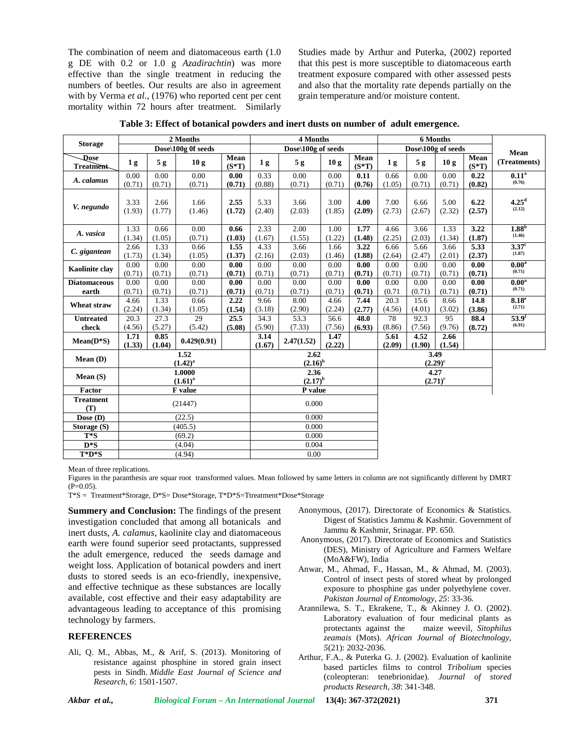The combination of neem and diatomaceous earth (1.0 g DE with 0.2 or 1.0 g *Azadirachtin*) was more effective than the single treatment in reducing the numbers of beetles. Our results are also in agreement with by Verma *et al*., (1976) who reported cent per cent mortality within 72 hours after treatment. Similarly Studies made by Arthur and Puterka, (2002) reported that this pest is more susceptible to diatomaceous earth treatment exposure compared with other assessed pests and also that the mortality rate depends partially on the grain temperature and/or moisture content.

**Table 3: Effect of botanical powders and inert dusts on number of adult emergence.**

| Storage | 2 Months | | | | 4 Months | | | | 6 Months | | | | Mean (Treatments) |
|---|---|---|---|---|---|---|---|---|---|---|---|---|---|
| | Dose\100g 0f seeds | | | | Dose\100g of seeds | | | | Dose\100g of seeds | | | | |
| Dose / Treatment | 1 g | 5 g | 10 g | Mean (S*T) | 1 g | 5 g | 10 g | Mean (S*T) | 1 g | 5 g | 10 g | Mean (S*T) | |
| *A. calamus* | 0.00 (0.71) | 0.00 (0.71) | 0.00 (0.71) | **0.00 (0.71)** | 0.33 (0.88) | 0.00 (0.71) | 0.00 (0.71) | **0.11 (0.76)** | 0.66 (1.05) | 0.00 (0.71) | 0.00 (0.71) | **0.22 (0.82)** | **0.11**[a] (0.76) |
| *V. negundo* | 3.33 (1.93) | 2.66 (1.77) | 1.66 (1.46) | **2.55 (1.72)** | 5.33 (2.40) | 3.66 (2.03) | 3.00 (1.85) | **4.00 (2.09)** | 7.00 (2.73) | 6.66 (2.67) | 5.00 (2.32) | **6.22 (2.57)** | **4.25**[d] (2.12) |
| *A. vasica* | 1.33 (1.34) | 0.66 (1.05) | 0.00 (0.71) | **0.66 (1.03)** | 2.33 (1.67) | 2.00 (1.55) | 1.00 (1.22) | **1.77 (1.48)** | 4.66 (2.25) | 3.66 (2.03) | 1.33 (1.34) | **3.22 (1.87)** | **1.88**[b] (1.46) |
| *C. gigantean* | 2.66 (1.73) | 1.33 (1.34) | 0.66 (1.05) | **1.55 (1.37)** | 4.33 (2.16) | 3.66 (2.03) | 1.66 (1.46) | **3.22 (1.88)** | 6.66 (2.64) | 5.66 (2.47) | 3.66 (2.01) | **5.33 (2.37)** | **3.37**[c] (1.87) |
| **Kaolinite clay** | 0.00 (0.71) | 0.00 (0.71) | 0.00 (0.71) | **0.00 (0.71)** | 0.00 (0.71) | 0.00 (0.71) | 0.00 (0.71) | **0.00 (0.71)** | 0.00 (0.71) | 0.00 (0.71) | 0.00 (0.71) | **0.00 (0.71)** | **0.00**[a] (0.71) |
| **Diatomaceous earth** | 0.00 (0.71) | 0.00 (0.71) | 0.00 (0.71) | **0.00 (0.71)** | 0.00 (0.71) | 0.00 (0.71) | 0.00 (0.71) | **0.00 (0.71)** | 0.00 (0.71 | 0.00 (0.71) | 0.00 (0.71) | **0.00 (0.71)** | **0.00**[a] (0.71) |
| **Wheat straw** | 4.66 (2.24) | 1.33 (1.34) | 0.66 (1.05) | **2.22 (1.54)** | 9.66 (3.18) | 8.00 (2.90) | 4.66 (2.24) | **7.44 (2.77)** | 20.3 (4.56) | 15.6 (4.01) | 8.66 (3.02) | **14.8 (3.86)** | **8.18**[e] (2.71) |
| **Untreated check** | 20.3 (4.56) | 27.3 (5.27) | 29 (5.42) | **25.5 (5.08)** | 34.3 (5.90) | 53.3 (7.33) | 56.6 (7.56) | **48.0 (6.93)** | 78 (8.86) | 92.3 (7.56) | 95 (9.76) | **88.4 (8.72)** | **53.9**[f] (6.91) |
| **Mean(D*S)** | **1.71 (1.33)** | **0.85 (1.04)** | **0.429(0.91)** | | **3.14 (1.67)** | **2.47(1.52)** | **1.47 (2.22)** | | **5.61 (2.09)** | **4.52 (1.90)** | **2.66 (1.54)** | | |
| **Mean (D)** | **1.52 (1.42)**[a] | | | | **2.62 (2.16)**[b] | | | | **3.49 (2.29)**[c] | | | | |
| **Mean (S)** | **1.0000 (1.61)**[a] | | | | **2.36 (2.17)**[b] | | | | **4.27 (2.71)**[c] | | | | |
| **Factor** | **F value** | | | | **P value** | | | | | | | | |
| **Treatment (T)** | (21447) | | | | 0.000 | | | | | | | | |
| **Dose (D)** | (22.5) | | | | 0.000 | | | | | | | | |
| **Storage (S)** | (405.5) | | | | 0.000 | | | | | | | | |
| **T*S** | (69.2) | | | | 0.000 | | | | | | | | |
| **D*S** | (4.04) | | | | 0.004 | | | | | | | | |
| **T*D*S** | (4.94) | | | | 0.00 | | | | | | | | |

Mean of three replications.

Figures in the paranthesis are squar root transformed values. Mean followed by same letters in column are not significantly different by DMRT (P=0.05).

T*S = Treatment*Storage, D*S= Dose*Storage, T*D*S=Ttreatment*Dose*Storage

**Summery and Conclusion:** The findings of the present investigation concluded that among all botanicals and inert dusts, *A. calamus*, kaolinite clay and diatomaceous earth were found superior seed protactants, suppressed the adult emergence, reduced the seeds damage and weight loss. Application of botanical powders and inert dusts to stored seeds is an eco-friendly, inexpensive, and effective technique as these substances are locally available, cost effective and their easy adaptability are advantageous leading to acceptance of this promising technology by farmers.

## REFERENCES

Ali, Q. M., Abbas, M., & Arif, S. (2013). Monitoring of resistance against phosphine in stored grain insect pests in Sindh. *Middle East Journal of Science and Research*, *6*: 1501-1507.

Anonymous, (2017). Directorate of Economics & Statistics. Digest of Statistics Jammu & Kashmir. Government of Jammu & Kashmir, Srinagar. PP. 650.

Anonymous, (2017). Directorate of Economics and Statistics (DES), Ministry of Agriculture and Farmers Welfare (MoA&FW), India

Anwar, M., Ahmad, F., Hassan, M., & Ahmad, M. (2003). Control of insect pests of stored wheat by prolonged exposure to phosphine gas under polyethylene cover. *Pakistan Journal of Entomology*, *25*: 33-36.

Arannilewa, S. T., Ekrakene, T., & Akinney J. O. (2002). Laboratory evaluation of four medicinal plants as protectants against the maize weevil, *Sitophilus zeamais* (Mots). *African Journal of Biotechnology*, *5*(21): 2032-2036.

Arthur, F.A., & Puterka G. J. (2002). Evaluation of kaolinite based particles films to control *Tribolium* species (coleopteran: tenebrionidae). *Journal of stored products Research*, *38*: 341-348.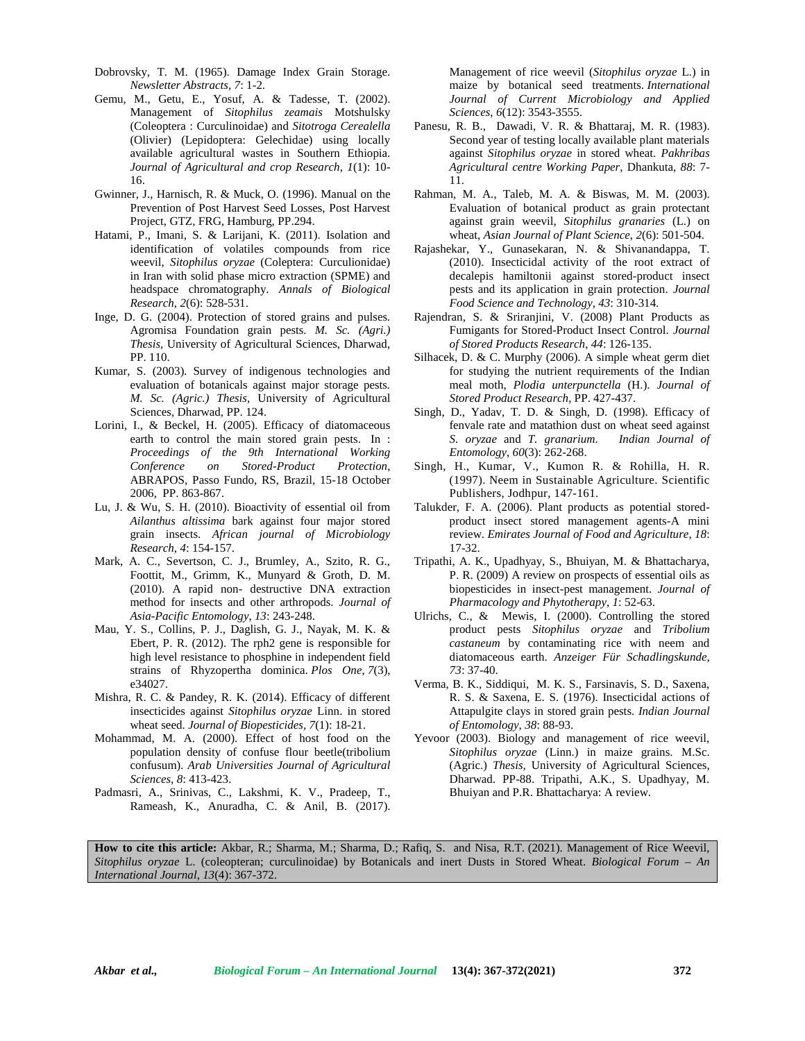Dobrovsky, T. M. (1965). Damage Index Grain Storage. *Newsletter Abstracts*, *7*: 1-2.

Gemu, M., Getu, E., Yosuf, A. & Tadesse, T. (2002). Management of *Sitophilus zeamais* Motshulsky (Coleoptera : Curculinoidae) and *Sitotroga Cerealella* (Olivier) (Lepidoptera: Gelechidae) using locally available agricultural wastes in Southern Ethiopia. *Journal of Agricultural and crop Research*, *1*(1): 10-16.

Gwinner, J., Harnisch, R. & Muck, O. (1996). Manual on the Prevention of Post Harvest Seed Losses, Post Harvest Project, GTZ, FRG, Hamburg, PP.294.

Hatami, P., Imani, S. & Larijani, K. (2011). Isolation and identification of volatiles compounds from rice weevil, *Sitophilus oryzae* (Coleptera: Curculionidae) in Iran with solid phase micro extraction (SPME) and headspace chromatography. *Annals of Biological Research*, *2*(6): 528-531.

Inge, D. G. (2004). Protection of stored grains and pulses. Agromisa Foundation grain pests. *M. Sc. (Agri.) Thesis*, University of Agricultural Sciences, Dharwad, PP. 110.

Kumar, S. (2003). Survey of indigenous technologies and evaluation of botanicals against major storage pests. *M. Sc. (Agric.) Thesis*, University of Agricultural Sciences, Dharwad, PP. 124.

Lorini, I., & Beckel, H. (2005). Efficacy of diatomaceous earth to control the main stored grain pests. In : *Proceedings of the 9th International Working Conference on Stored-Product Protection*, ABRAPOS, Passo Fundo, RS, Brazil, 15-18 October 2006, PP. 863-867.

Lu, J. & Wu, S. H. (2010). Bioactivity of essential oil from *Ailanthus altissima* bark against four major stored grain insects. *African journal of Microbiology Research*, *4*: 154-157.

Mark, A. C., Severtson, C. J., Brumley, A., Szito, R. G., Foottit, M., Grimm, K., Munyard & Groth, D. M. (2010). A rapid non- destructive DNA extraction method for insects and other arthropods. *Journal of Asia-Pacific Entomology*, *13*: 243-248.

Mau, Y. S., Collins, P. J., Daglish, G. J., Nayak, M. K. & Ebert, P. R. (2012). The rph2 gene is responsible for high level resistance to phosphine in independent field strains of Rhyzopertha dominica. *Plos One*, *7*(3), e34027.

Mishra, R. C. & Pandey, R. K. (2014). Efficacy of different insecticides against *Sitophilus oryzae* Linn. in stored wheat seed. *Journal of Biopesticides*, *7*(1): 18-21.

Mohammad, M. A. (2000). Effect of host food on the population density of confuse flour beetle(tribolium confusum). *Arab Universities Journal of Agricultural Sciences*, *8*: 413-423.

Padmasri, A., Srinivas, C., Lakshmi, K. V., Pradeep, T., Rameash, K., Anuradha, C. & Anil, B. (2017). Management of rice weevil (*Sitophilus oryzae* L.) in maize by botanical seed treatments. *International Journal of Current Microbiology and Applied Sciences*, *6*(12): 3543-3555.

Panesu, R. B., Dawadi, V. R. & Bhattaraj, M. R. (1983). Second year of testing locally available plant materials against *Sitophilus oryzae* in stored wheat. *Pakhribas Agricultural centre Working Paper*, Dhankuta, *88*: 7-11.

Rahman, M. A., Taleb, M. A. & Biswas, M. M. (2003). Evaluation of botanical product as grain protectant against grain weevil, *Sitophilus granaries* (L.) on wheat, *Asian Journal of Plant Science*, *2*(6): 501-504.

Rajashekar, Y., Gunasekaran, N. & Shivanandappa, T. (2010). Insecticidal activity of the root extract of decalepis hamiltonii against stored-product insect pests and its application in grain protection. *Journal Food Science and Technology*, *43*: 310-314.

Rajendran, S. & Sriranjini, V. (2008) Plant Products as Fumigants for Stored-Product Insect Control. *Journal of Stored Products Research*, *44*: 126-135.

Silhacek, D. & C. Murphy (2006). A simple wheat germ diet for studying the nutrient requirements of the Indian meal moth, *Plodia unterpunctella* (H.). *Journal of Stored Product Research*, PP. 427-437.

Singh, D., Yadav, T. D. & Singh, D. (1998). Efficacy of fenvale rate and matathion dust on wheat seed against *S. oryzae* and *T. granarium*. *Indian Journal of Entomology*, *60*(3): 262-268.

Singh, H., Kumar, V., Kumon R. & Rohilla, H. R. (1997). Neem in Sustainable Agriculture. Scientific Publishers, Jodhpur, 147-161.

Talukder, F. A. (2006). Plant products as potential stored-product insect stored management agents-A mini review. *Emirates Journal of Food and Agriculture*, *18*: 17-32.

Tripathi, A. K., Upadhyay, S., Bhuiyan, M. & Bhattacharya, P. R. (2009) A review on prospects of essential oils as biopesticides in insect-pest management. *Journal of Pharmacology and Phytotherapy*, *1*: 52-63.

Ulrichs, C., & Mewis, I. (2000). Controlling the stored product pests *Sitophilus oryzae* and *Tribolium castaneum* by contaminating rice with neem and diatomaceous earth. *Anzeiger Für Schadlingskunde*, *73*: 37-40.

Verma, B. K., Siddiqui, M. K. S., Farsinavis, S. D., Saxena, R. S. & Saxena, E. S. (1976). Insecticidal actions of Attapulgite clays in stored grain pests. *Indian Journal of Entomology*, *38*: 88-93.

Yevoor (2003). Biology and management of rice weevil, *Sitophilus oryzae* (Linn.) in maize grains. M.Sc. (Agric.) *Thesis*, University of Agricultural Sciences, Dharwad. PP-88. Tripathi, A.K., S. Upadhyay, M. Bhuiyan and P.R. Bhattacharya: A review.

**How to cite this article:** Akbar, R.; Sharma, M.; Sharma, D.; Rafiq, S. and Nisa, R.T. (2021). Management of Rice Weevil, *Sitophilus oryzae* L. (coleopteran; curculinoidae) by Botanicals and inert Dusts in Stored Wheat. *Biological Forum – An International Journal*, *13*(4): 367-372.